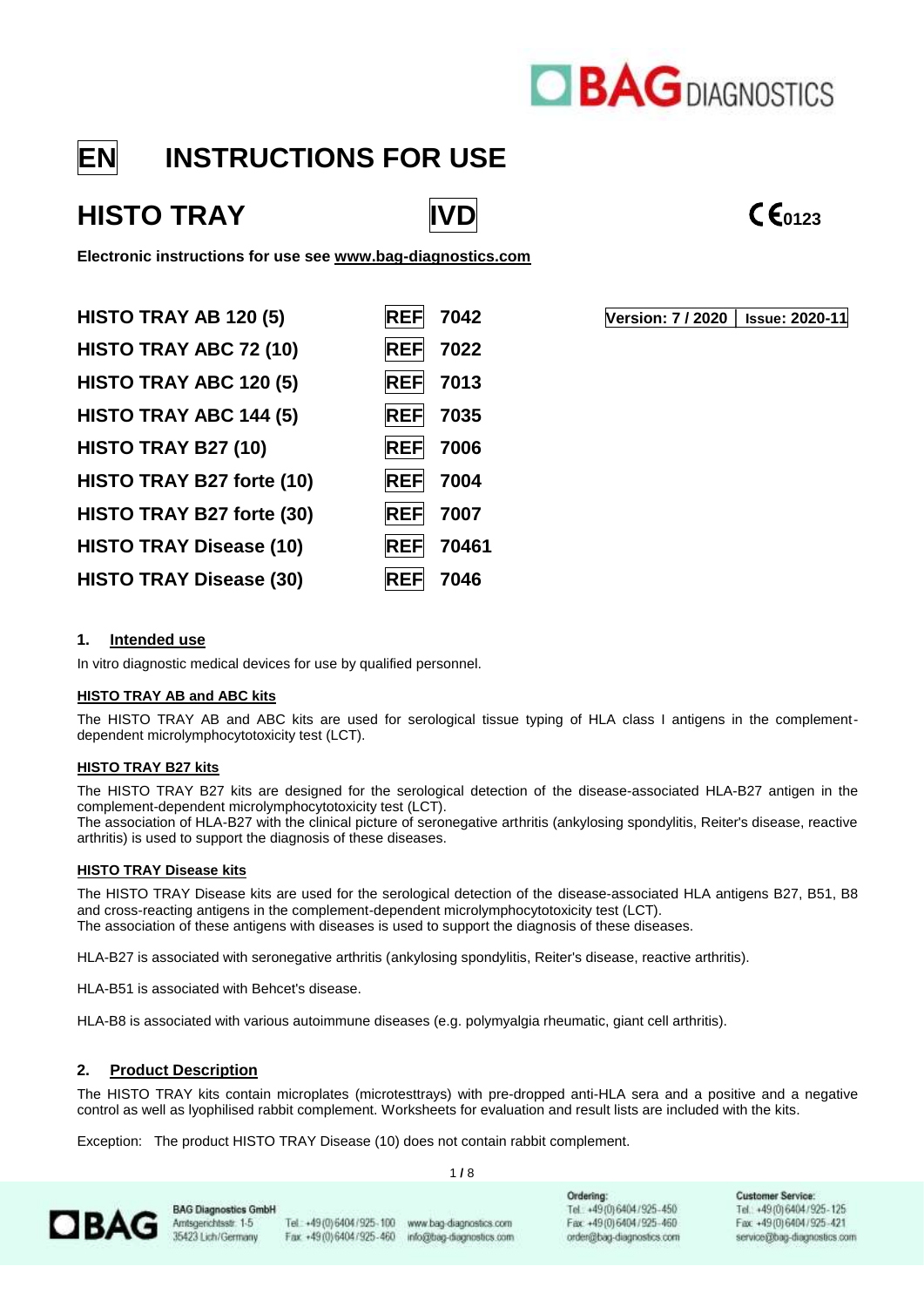BAG DIAGNOSTICS

# EN INSTRUCTIONS FOR USE

# HISTO TRAY

IVD CE 0123

**Electronic instructions for use see www.bag-diagnostics.com**

| Product | REF | |
|---|---|---|
| **HISTO TRAY AB 120 (5)** | REF | **7042** |
| **HISTO TRAY ABC 72 (10)** | REF | **7022** |
| **HISTO TRAY ABC 120 (5)** | REF | **7013** |
| **HISTO TRAY ABC 144 (5)** | REF | **7035** |
| **HISTO TRAY B27 (10)** | REF | **7006** |
| **HISTO TRAY B27 forte (10)** | REF | **7004** |
| **HISTO TRAY B27 forte (30)** | REF | **7007** |
| **HISTO TRAY Disease (10)** | REF | **70461** |
| **HISTO TRAY Disease (30)** | REF | **7046** |

**Version: 7 / 2020 | Issue: 2020-11**

## 1. Intended use

In vitro diagnostic medical devices for use by qualified personnel.

**HISTO TRAY AB and ABC kits**

The HISTO TRAY AB and ABC kits are used for serological tissue typing of HLA class I antigens in the complement-dependent microlymphocytotoxicity test (LCT).

**HISTO TRAY B27 kits**

The HISTO TRAY B27 kits are designed for the serological detection of the disease-associated HLA-B27 antigen in the complement-dependent microlymphocytotoxicity test (LCT).
The association of HLA-B27 with the clinical picture of seronegative arthritis (ankylosing spondylitis, Reiter's disease, reactive arthritis) is used to support the diagnosis of these diseases.

**HISTO TRAY Disease kits**

The HISTO TRAY Disease kits are used for the serological detection of the disease-associated HLA antigens B27, B51, B8 and cross-reacting antigens in the complement-dependent microlymphocytotoxicity test (LCT).
The association of these antigens with diseases is used to support the diagnosis of these diseases.

HLA-B27 is associated with seronegative arthritis (ankylosing spondylitis, Reiter's disease, reactive arthritis).

HLA-B51 is associated with Behcet's disease.

HLA-B8 is associated with various autoimmune diseases (e.g. polymyalgia rheumatic, giant cell arthritis).

## 2. Product Description

The HISTO TRAY kits contain microplates (microtesttrays) with pre-dropped anti-HLA sera and a positive and a negative control as well as lyophilised rabbit complement. Worksheets for evaluation and result lists are included with the kits.

Exception: The product HISTO TRAY Disease (10) does not contain rabbit complement.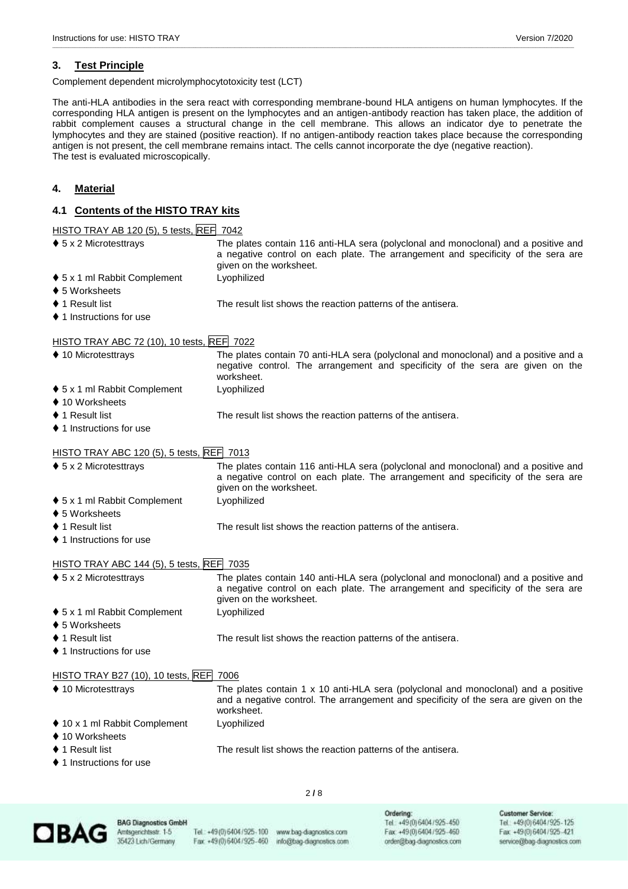## 3. Test Principle

Complement dependent microlymphocytotoxicity test (LCT)

The anti-HLA antibodies in the sera react with corresponding membrane-bound HLA antigens on human lymphocytes. If the corresponding HLA antigen is present on the lymphocytes and an antigen-antibody reaction has taken place, the addition of rabbit complement causes a structural change in the cell membrane. This allows an indicator dye to penetrate the lymphocytes and they are stained (positive reaction). If no antigen-antibody reaction takes place because the corresponding antigen is not present, the cell membrane remains intact. The cells cannot incorporate the dye (negative reaction).
The test is evaluated microscopically.

## 4. Material

### 4.1 Contents of the HISTO TRAY kits

HISTO TRAY AB 120 (5), 5 tests, REF 7042

- ♦ 5 x 2 Microtesttrays — The plates contain 116 anti-HLA sera (polyclonal and monoclonal) and a positive and a negative control on each plate. The arrangement and specificity of the sera are given on the worksheet.
- ♦ 5 x 1 ml Rabbit Complement — Lyophilized
- ♦ 5 Worksheets
- ♦ 1 Result list — The result list shows the reaction patterns of the antisera.
- ♦ 1 Instructions for use

HISTO TRAY ABC 72 (10), 10 tests, REF 7022

- ♦ 10 Microtesttrays — The plates contain 70 anti-HLA sera (polyclonal and monoclonal) and a positive and a negative control. The arrangement and specificity of the sera are given on the worksheet.
- ♦ 5 x 1 ml Rabbit Complement — Lyophilized
- ♦ 10 Worksheets
- ♦ 1 Result list — The result list shows the reaction patterns of the antisera.
- ♦ 1 Instructions for use

HISTO TRAY ABC 120 (5), 5 tests, REF 7013

- ♦ 5 x 2 Microtesttrays — The plates contain 116 anti-HLA sera (polyclonal and monoclonal) and a positive and a negative control on each plate. The arrangement and specificity of the sera are given on the worksheet.
- ♦ 5 x 1 ml Rabbit Complement — Lyophilized
- ♦ 5 Worksheets
- ♦ 1 Result list — The result list shows the reaction patterns of the antisera.
- ♦ 1 Instructions for use

HISTO TRAY ABC 144 (5), 5 tests, REF 7035

- ♦ 5 x 2 Microtesttrays — The plates contain 140 anti-HLA sera (polyclonal and monoclonal) and a positive and a negative control on each plate. The arrangement and specificity of the sera are given on the worksheet.
- ♦ 5 x 1 ml Rabbit Complement — Lyophilized
- ♦ 5 Worksheets
- ♦ 1 Result list — The result list shows the reaction patterns of the antisera.
- ♦ 1 Instructions for use

HISTO TRAY B27 (10), 10 tests, REF 7006

- ♦ 10 Microtesttrays — The plates contain 1 x 10 anti-HLA sera (polyclonal and monoclonal) and a positive and a negative control. The arrangement and specificity of the sera are given on the worksheet.
- ♦ 10 x 1 ml Rabbit Complement — Lyophilized
- ♦ 10 Worksheets
- ♦ 1 Result list — The result list shows the reaction patterns of the antisera.
- ♦ 1 Instructions for use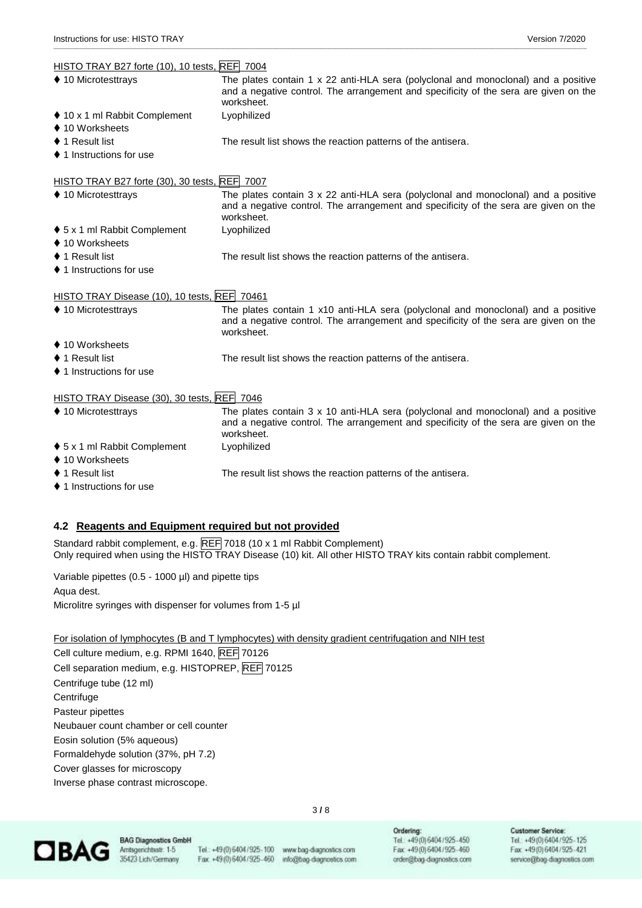HISTO TRAY B27 forte (10), 10 tests, REF 7004

| | |
|---|---|
| ♦ 10 Microtesttrays | The plates contain 1 x 22 anti-HLA sera (polyclonal and monoclonal) and a positive and a negative control. The arrangement and specificity of the sera are given on the worksheet. |
| ♦ 10 x 1 ml Rabbit Complement | Lyophilized |
| ♦ 10 Worksheets | |
| ♦ 1 Result list | The result list shows the reaction patterns of the antisera. |
| ♦ 1 Instructions for use | |

HISTO TRAY B27 forte (30), 30 tests, REF 7007

| | |
|---|---|
| ♦ 10 Microtesttrays | The plates contain 3 x 22 anti-HLA sera (polyclonal and monoclonal) and a positive and a negative control. The arrangement and specificity of the sera are given on the worksheet. |
| ♦ 5 x 1 ml Rabbit Complement | Lyophilized |
| ♦ 10 Worksheets | |
| ♦ 1 Result list | The result list shows the reaction patterns of the antisera. |
| ♦ 1 Instructions for use | |

HISTO TRAY Disease (10), 10 tests, REF 70461

| | |
|---|---|
| ♦ 10 Microtesttrays | The plates contain 1 x10 anti-HLA sera (polyclonal and monoclonal) and a positive and a negative control. The arrangement and specificity of the sera are given on the worksheet. |
| ♦ 10 Worksheets | |
| ♦ 1 Result list | The result list shows the reaction patterns of the antisera. |
| ♦ 1 Instructions for use | |

HISTO TRAY Disease (30), 30 tests, REF 7046

| | |
|---|---|
| ♦ 10 Microtesttrays | The plates contain 3 x 10 anti-HLA sera (polyclonal and monoclonal) and a positive and a negative control. The arrangement and specificity of the sera are given on the worksheet. |
| ♦ 5 x 1 ml Rabbit Complement | Lyophilized |
| ♦ 10 Worksheets | |
| ♦ 1 Result list | The result list shows the reaction patterns of the antisera. |
| ♦ 1 Instructions for use | |

## 4.2 Reagents and Equipment required but not provided

Standard rabbit complement, e.g. REF 7018 (10 x 1 ml Rabbit Complement)
Only required when using the HISTO TRAY Disease (10) kit. All other HISTO TRAY kits contain rabbit complement.

Variable pipettes (0.5 - 1000 µl) and pipette tips
Aqua dest.
Microlitre syringes with dispenser for volumes from 1-5 µl

For isolation of lymphocytes (B and T lymphocytes) with density gradient centrifugation and NIH test

Cell culture medium, e.g. RPMI 1640, REF 70126
Cell separation medium, e.g. HISTOPREP, REF 70125
Centrifuge tube (12 ml)
Centrifuge
Pasteur pipettes
Neubauer count chamber or cell counter
Eosin solution (5% aqueous)
Formaldehyde solution (37%, pH 7.2)
Cover glasses for microscopy
Inverse phase contrast microscope.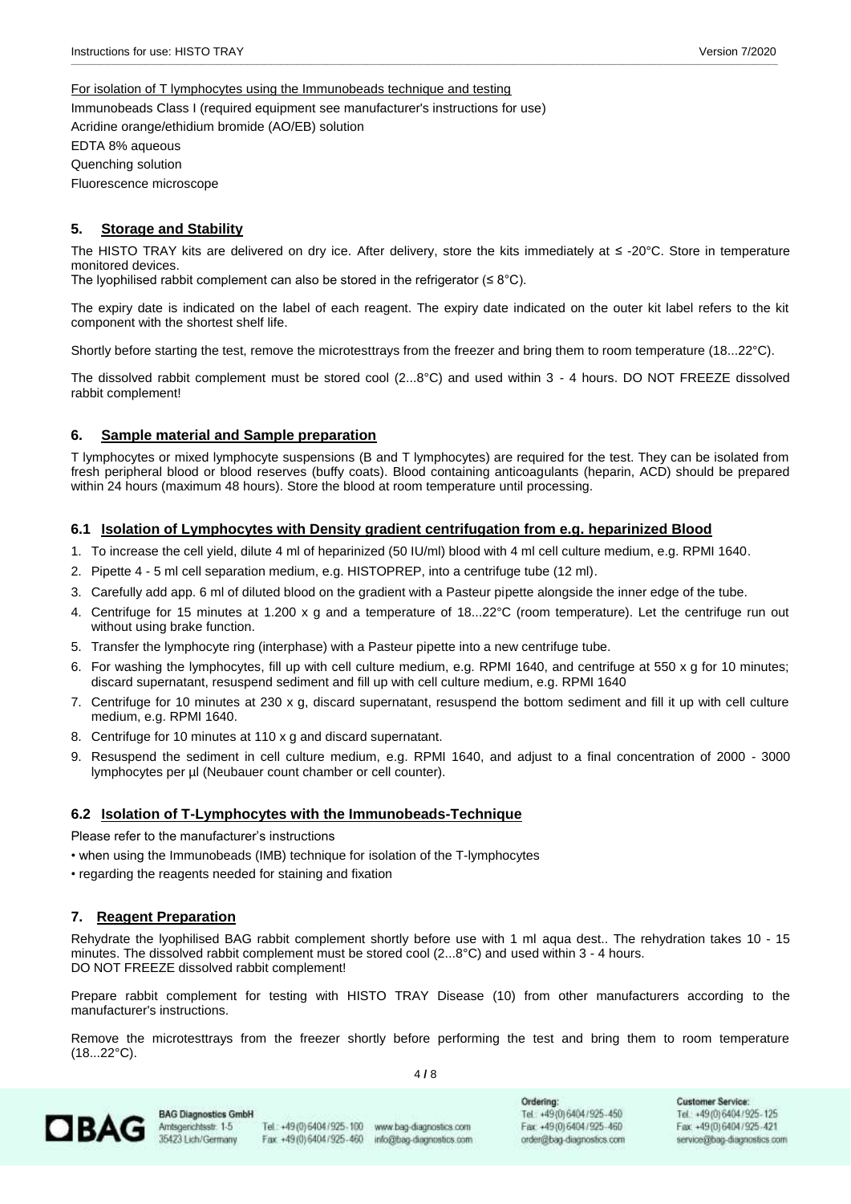For isolation of T lymphocytes using the Immunobeads technique and testing

Immunobeads Class I (required equipment see manufacturer's instructions for use)

Acridine orange/ethidium bromide (AO/EB) solution

EDTA 8% aqueous

Quenching solution

Fluorescence microscope

## 5. Storage and Stability

The HISTO TRAY kits are delivered on dry ice. After delivery, store the kits immediately at ≤ -20°C. Store in temperature monitored devices.
The lyophilised rabbit complement can also be stored in the refrigerator (≤ 8°C).

The expiry date is indicated on the label of each reagent. The expiry date indicated on the outer kit label refers to the kit component with the shortest shelf life.

Shortly before starting the test, remove the microtesttrays from the freezer and bring them to room temperature (18...22°C).

The dissolved rabbit complement must be stored cool (2...8°C) and used within 3 - 4 hours. DO NOT FREEZE dissolved rabbit complement!

## 6. Sample material and Sample preparation

T lymphocytes or mixed lymphocyte suspensions (B and T lymphocytes) are required for the test. They can be isolated from fresh peripheral blood or blood reserves (buffy coats). Blood containing anticoagulants (heparin, ACD) should be prepared within 24 hours (maximum 48 hours). Store the blood at room temperature until processing.

### 6.1 Isolation of Lymphocytes with Density gradient centrifugation from e.g. heparinized Blood

1. To increase the cell yield, dilute 4 ml of heparinized (50 IU/ml) blood with 4 ml cell culture medium, e.g. RPMI 1640.
2. Pipette 4 - 5 ml cell separation medium, e.g. HISTOPREP, into a centrifuge tube (12 ml).
3. Carefully add app. 6 ml of diluted blood on the gradient with a Pasteur pipette alongside the inner edge of the tube.
4. Centrifuge for 15 minutes at 1.200 x g and a temperature of 18...22°C (room temperature). Let the centrifuge run out without using brake function.
5. Transfer the lymphocyte ring (interphase) with a Pasteur pipette into a new centrifuge tube.
6. For washing the lymphocytes, fill up with cell culture medium, e.g. RPMI 1640, and centrifuge at 550 x g for 10 minutes; discard supernatant, resuspend sediment and fill up with cell culture medium, e.g. RPMI 1640
7. Centrifuge for 10 minutes at 230 x g, discard supernatant, resuspend the bottom sediment and fill it up with cell culture medium, e.g. RPMI 1640.
8. Centrifuge for 10 minutes at 110 x g and discard supernatant.
9. Resuspend the sediment in cell culture medium, e.g. RPMI 1640, and adjust to a final concentration of 2000 - 3000 lymphocytes per µl (Neubauer count chamber or cell counter).

### 6.2 Isolation of T-Lymphocytes with the Immunobeads-Technique

Please refer to the manufacturer's instructions

- when using the Immunobeads (IMB) technique for isolation of the T-lymphocytes
- regarding the reagents needed for staining and fixation

## 7. Reagent Preparation

Rehydrate the lyophilised BAG rabbit complement shortly before use with 1 ml aqua dest.. The rehydration takes 10 - 15 minutes. The dissolved rabbit complement must be stored cool (2...8°C) and used within 3 - 4 hours.
DO NOT FREEZE dissolved rabbit complement!

Prepare rabbit complement for testing with HISTO TRAY Disease (10) from other manufacturers according to the manufacturer's instructions.

Remove the microtesttrays from the freezer shortly before performing the test and bring them to room temperature (18...22°C).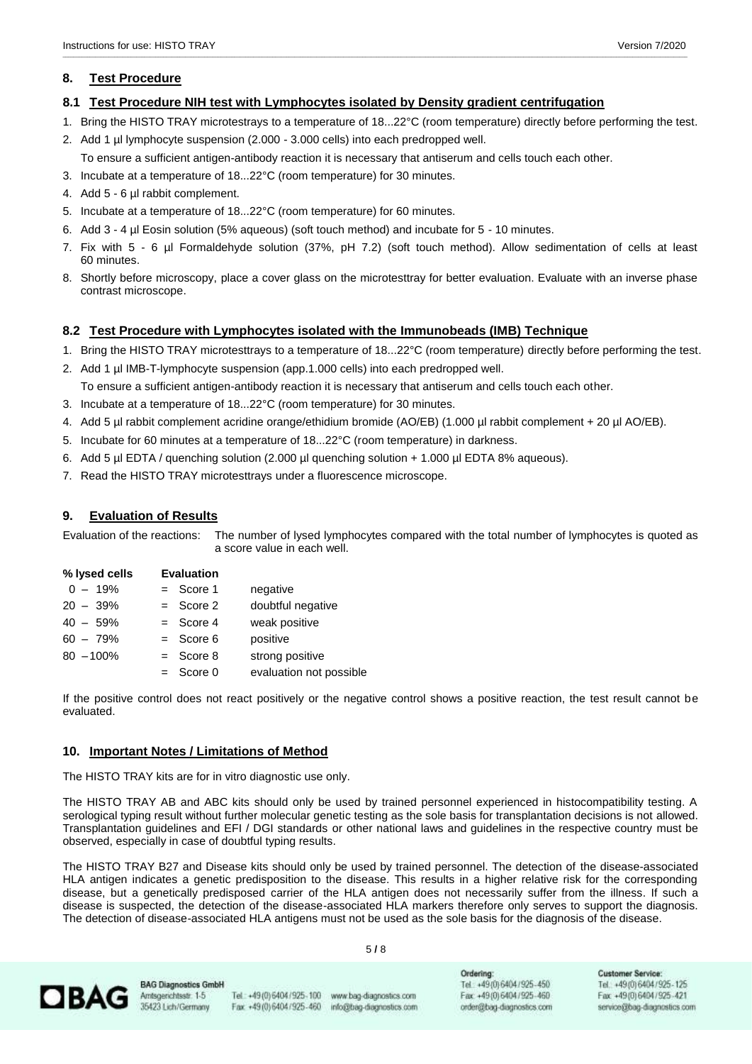## 8. Test Procedure

### 8.1 Test Procedure NIH test with Lymphocytes isolated by Density gradient centrifugation

1. Bring the HISTO TRAY microtestrays to a temperature of 18...22°C (room temperature) directly before performing the test.
2. Add 1 µl lymphocyte suspension (2.000 - 3.000 cells) into each predropped well.
   To ensure a sufficient antigen-antibody reaction it is necessary that antiserum and cells touch each other.
3. Incubate at a temperature of 18...22°C (room temperature) for 30 minutes.
4. Add 5 - 6 µl rabbit complement.
5. Incubate at a temperature of 18...22°C (room temperature) for 60 minutes.
6. Add 3 - 4 µl Eosin solution (5% aqueous) (soft touch method) and incubate for 5 - 10 minutes.
7. Fix with 5 - 6 µl Formaldehyde solution (37%, pH 7.2) (soft touch method). Allow sedimentation of cells at least 60 minutes.
8. Shortly before microscopy, place a cover glass on the microtesttray for better evaluation. Evaluate with an inverse phase contrast microscope.

### 8.2 Test Procedure with Lymphocytes isolated with the Immunobeads (IMB) Technique

1. Bring the HISTO TRAY microtesttrays to a temperature of 18...22°C (room temperature) directly before performing the test.
2. Add 1 µl IMB-T-lymphocyte suspension (app.1.000 cells) into each predropped well.
   To ensure a sufficient antigen-antibody reaction it is necessary that antiserum and cells touch each other.
3. Incubate at a temperature of 18...22°C (room temperature) for 30 minutes.
4. Add 5 µl rabbit complement acridine orange/ethidium bromide (AO/EB) (1.000 µl rabbit complement + 20 µl AO/EB).
5. Incubate for 60 minutes at a temperature of 18...22°C (room temperature) in darkness.
6. Add 5 µl EDTA / quenching solution (2.000 µl quenching solution + 1.000 µl EDTA 8% aqueous).
7. Read the HISTO TRAY microtesttrays under a fluorescence microscope.

## 9. Evaluation of Results

Evaluation of the reactions: The number of lysed lymphocytes compared with the total number of lymphocytes is quoted as a score value in each well.

| % lysed cells | Evaluation | |
|---|---|---|
| 0 – 19% | = Score 1 | negative |
| 20 – 39% | = Score 2 | doubtful negative |
| 40 – 59% | = Score 4 | weak positive |
| 60 – 79% | = Score 6 | positive |
| 80 – 100% | = Score 8 | strong positive |
| | = Score 0 | evaluation not possible |

If the positive control does not react positively or the negative control shows a positive reaction, the test result cannot be evaluated.

## 10. Important Notes / Limitations of Method

The HISTO TRAY kits are for in vitro diagnostic use only.

The HISTO TRAY AB and ABC kits should only be used by trained personnel experienced in histocompatibility testing. A serological typing result without further molecular genetic testing as the sole basis for transplantation decisions is not allowed. Transplantation guidelines and EFI / DGI standards or other national laws and guidelines in the respective country must be observed, especially in case of doubtful typing results.

The HISTO TRAY B27 and Disease kits should only be used by trained personnel. The detection of the disease-associated HLA antigen indicates a genetic predisposition to the disease. This results in a higher relative risk for the corresponding disease, but a genetically predisposed carrier of the HLA antigen does not necessarily suffer from the illness. If such a disease is suspected, the detection of the disease-associated HLA markers therefore only serves to support the diagnosis. The detection of disease-associated HLA antigens must not be used as the sole basis for the diagnosis of the disease.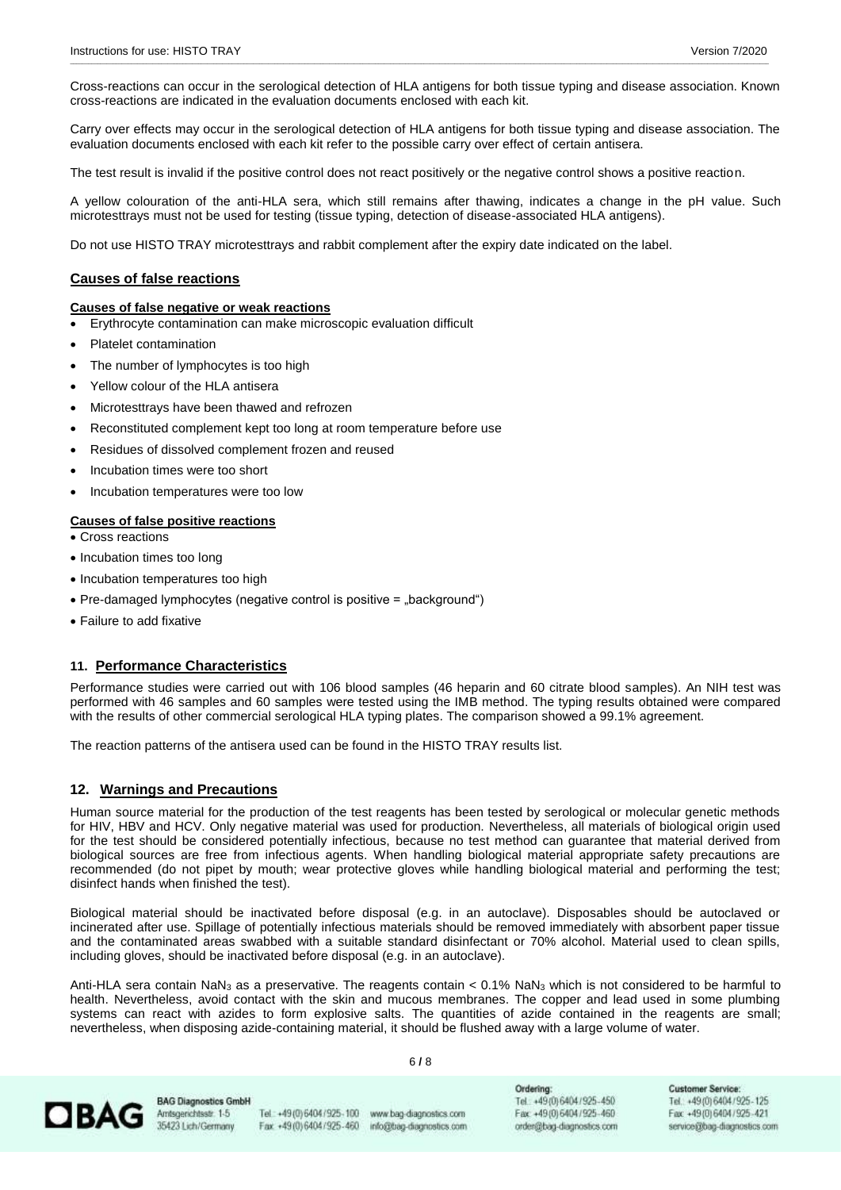Cross-reactions can occur in the serological detection of HLA antigens for both tissue typing and disease association. Known cross-reactions are indicated in the evaluation documents enclosed with each kit.

Carry over effects may occur in the serological detection of HLA antigens for both tissue typing and disease association. The evaluation documents enclosed with each kit refer to the possible carry over effect of certain antisera.

The test result is invalid if the positive control does not react positively or the negative control shows a positive reaction.

A yellow colouration of the anti-HLA sera, which still remains after thawing, indicates a change in the pH value. Such microtesttrays must not be used for testing (tissue typing, detection of disease-associated HLA antigens).

Do not use HISTO TRAY microtesttrays and rabbit complement after the expiry date indicated on the label.

### Causes of false reactions

#### Causes of false negative or weak reactions

- Erythrocyte contamination can make microscopic evaluation difficult
- Platelet contamination
- The number of lymphocytes is too high
- Yellow colour of the HLA antisera
- Microtesttrays have been thawed and refrozen
- Reconstituted complement kept too long at room temperature before use
- Residues of dissolved complement frozen and reused
- Incubation times were too short
- Incubation temperatures were too low

#### Causes of false positive reactions

- Cross reactions
- Incubation times too long
- Incubation temperatures too high
- Pre-damaged lymphocytes (negative control is positive = „background“)
- Failure to add fixative

## 11. Performance Characteristics

Performance studies were carried out with 106 blood samples (46 heparin and 60 citrate blood samples). An NIH test was performed with 46 samples and 60 samples were tested using the IMB method. The typing results obtained were compared with the results of other commercial serological HLA typing plates. The comparison showed a 99.1% agreement.

The reaction patterns of the antisera used can be found in the HISTO TRAY results list.

## 12. Warnings and Precautions

Human source material for the production of the test reagents has been tested by serological or molecular genetic methods for HIV, HBV and HCV. Only negative material was used for production. Nevertheless, all materials of biological origin used for the test should be considered potentially infectious, because no test method can guarantee that material derived from biological sources are free from infectious agents. When handling biological material appropriate safety precautions are recommended (do not pipet by mouth; wear protective gloves while handling biological material and performing the test; disinfect hands when finished the test).

Biological material should be inactivated before disposal (e.g. in an autoclave). Disposables should be autoclaved or incinerated after use. Spillage of potentially infectious materials should be removed immediately with absorbent paper tissue and the contaminated areas swabbed with a suitable standard disinfectant or 70% alcohol. Material used to clean spills, including gloves, should be inactivated before disposal (e.g. in an autoclave).

Anti-HLA sera contain $NaN_3$ as a preservative. The reagents contain < 0.1% $NaN_3$ which is not considered to be harmful to health. Nevertheless, avoid contact with the skin and mucous membranes. The copper and lead used in some plumbing systems can react with azides to form explosive salts. The quantities of azide contained in the reagents are small; nevertheless, when disposing azide-containing material, it should be flushed away with a large volume of water.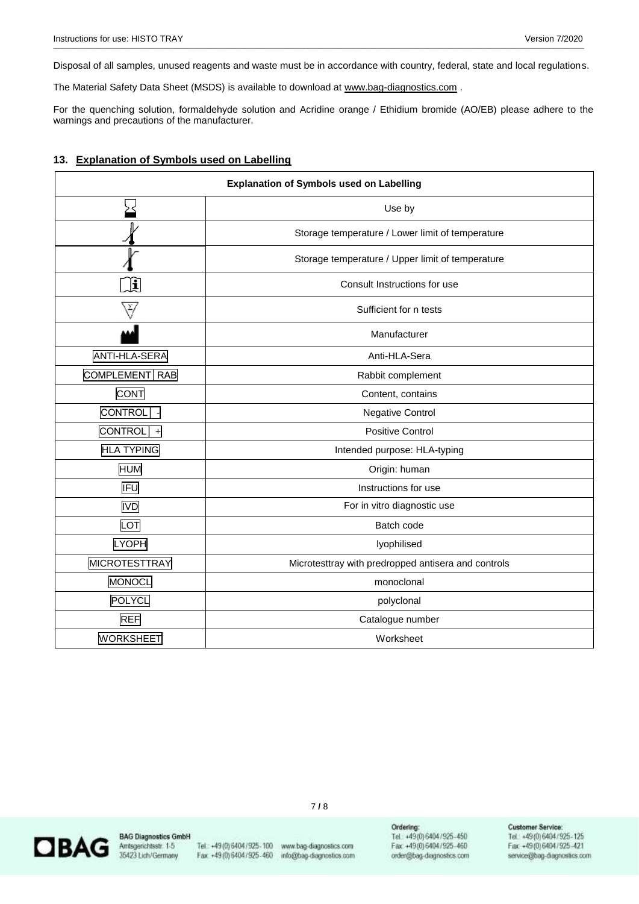Disposal of all samples, unused reagents and waste must be in accordance with country, federal, state and local regulations.

The Material Safety Data Sheet (MSDS) is available to download at www.bag-diagnostics.com .

For the quenching solution, formaldehyde solution and Acridine orange / Ethidium bromide (AO/EB) please adhere to the warnings and precautions of the manufacturer.

## 13. Explanation of Symbols used on Labelling

| Explanation of Symbols used on Labelling | |
|---|---|
| ⌛ | Use by |
| 🌡 | Storage temperature / Lower limit of temperature |
| 🌡 | Storage temperature / Upper limit of temperature |
| 🛈 | Consult Instructions for use |
| Σ | Sufficient for n tests |
| 🏭 | Manufacturer |
| ANTI-HLA-SERA | Anti-HLA-Sera |
| COMPLEMENT \| RAB | Rabbit complement |
| CONT | Content, contains |
| CONTROL \| - | Negative Control |
| CONTROL \| + | Positive Control |
| HLA TYPING | Intended purpose: HLA-typing |
| HUM | Origin: human |
| IFU | Instructions for use |
| IVD | For in vitro diagnostic use |
| LOT | Batch code |
| LYOPH | lyophilised |
| MICROTESTTRAY | Microtesttray with predropped antisera and controls |
| MONOCL | monoclonal |
| POLYCL | polyclonal |
| REF | Catalogue number |
| WORKSHEET | Worksheet |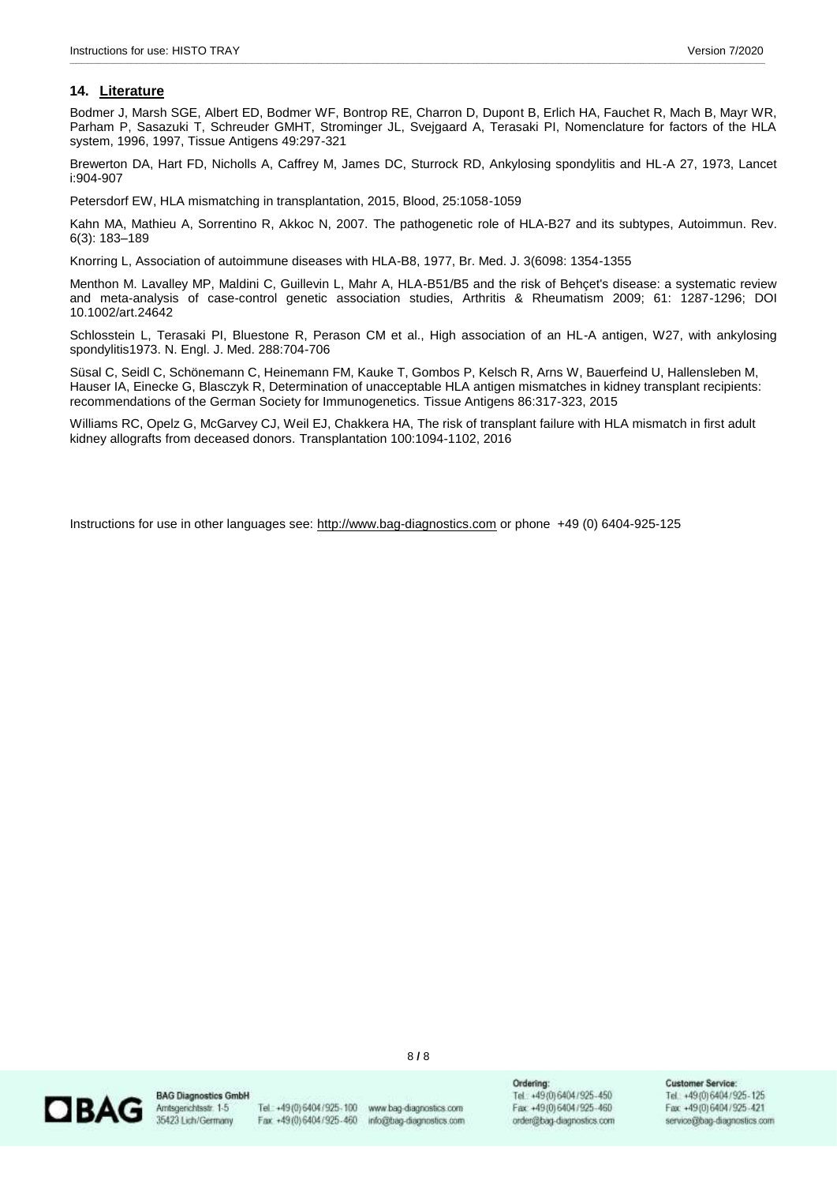## 14. Literature

Bodmer J, Marsh SGE, Albert ED, Bodmer WF, Bontrop RE, Charron D, Dupont B, Erlich HA, Fauchet R, Mach B, Mayr WR, Parham P, Sasazuki T, Schreuder GMHT, Strominger JL, Svejgaard A, Terasaki PI, Nomenclature for factors of the HLA system, 1996, 1997, Tissue Antigens 49:297-321

Brewerton DA, Hart FD, Nicholls A, Caffrey M, James DC, Sturrock RD, Ankylosing spondylitis and HL-A 27, 1973, Lancet i:904-907

Petersdorf EW, HLA mismatching in transplantation, 2015, Blood, 25:1058-1059

Kahn MA, Mathieu A, Sorrentino R, Akkoc N, 2007. The pathogenetic role of HLA-B27 and its subtypes, Autoimmun. Rev. 6(3): 183–189

Knorring L, Association of autoimmune diseases with HLA-B8, 1977, Br. Med. J. 3(6098: 1354-1355

Menthon M. Lavalley MP, Maldini C, Guillevin L, Mahr A, HLA-B51/B5 and the risk of Behçet's disease: a systematic review and meta-analysis of case-control genetic association studies, Arthritis & Rheumatism 2009; 61: 1287-1296; DOI 10.1002/art.24642

Schlosstein L, Terasaki PI, Bluestone R, Perason CM et al., High association of an HL-A antigen, W27, with ankylosing spondylitis1973. N. Engl. J. Med. 288:704-706

Süsal C, Seidl C, Schönemann C, Heinemann FM, Kauke T, Gombos P, Kelsch R, Arns W, Bauerfeind U, Hallensleben M, Hauser IA, Einecke G, Blasczyk R, Determination of unacceptable HLA antigen mismatches in kidney transplant recipients: recommendations of the German Society for Immunogenetics. Tissue Antigens 86:317-323, 2015

Williams RC, Opelz G, McGarvey CJ, Weil EJ, Chakkera HA, The risk of transplant failure with HLA mismatch in first adult kidney allografts from deceased donors. Transplantation 100:1094-1102, 2016

Instructions for use in other languages see: http://www.bag-diagnostics.com or phone +49 (0) 6404-925-125